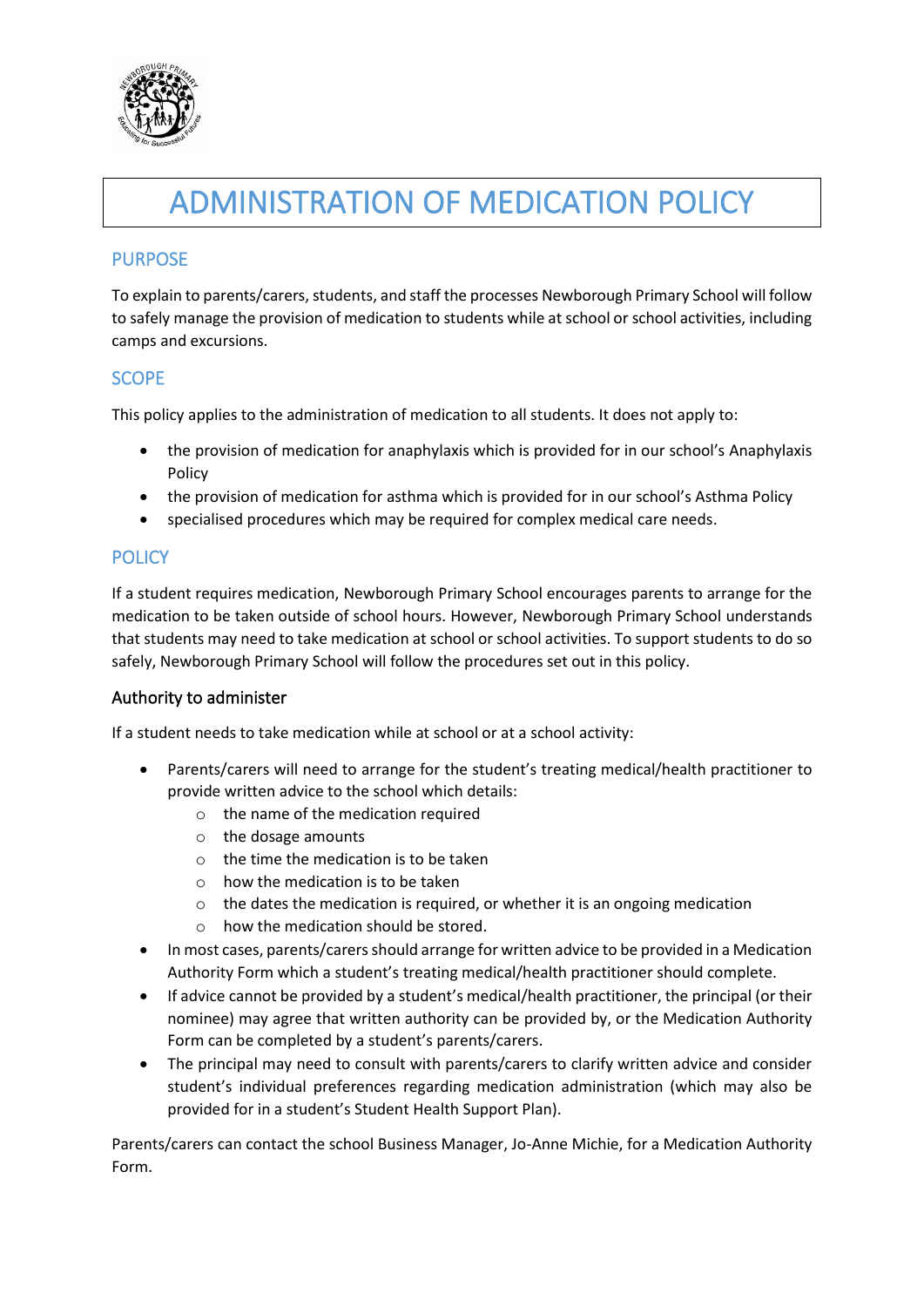# ADMINISTRATION OF MEDICATION POLICY

## PURPOSE

To explain to parents/carers, students, and staff the processes Newborough Primary School will follow to safely manage the provision of medication to students while at school or school activities, including camps and excursions.

## SCOPE

This policy applies to the administration of medication to all students. It does not apply to:

- the provision of medication for anaphylaxis which is provided for in our school's Anaphylaxis Policy
- the provision of medication for asthma which is provided for in our school's Asthma Policy
- specialised procedures which may be required for complex medical care needs.

## POLICY

If a student requires medication, Newborough Primary School encourages parents to arrange for the medication to be taken outside of school hours. However, Newborough Primary School understands that students may need to take medication at school or school activities. To support students to do so safely, Newborough Primary School will follow the procedures set out in this policy.

### Authority to administer

If a student needs to take medication while at school or at a school activity:

- Parents/carers will need to arrange for the student's treating medical/health practitioner to provide written advice to the school which details:
  - the name of the medication required
  - the dosage amounts
  - the time the medication is to be taken
  - how the medication is to be taken
  - the dates the medication is required, or whether it is an ongoing medication
  - how the medication should be stored.
- In most cases, parents/carers should arrange for written advice to be provided in a Medication Authority Form which a student's treating medical/health practitioner should complete.
- If advice cannot be provided by a student's medical/health practitioner, the principal (or their nominee) may agree that written authority can be provided by, or the Medication Authority Form can be completed by a student's parents/carers.
- The principal may need to consult with parents/carers to clarify written advice and consider student's individual preferences regarding medication administration (which may also be provided for in a student's Student Health Support Plan).

Parents/carers can contact the school Business Manager, Jo-Anne Michie, for a Medication Authority Form.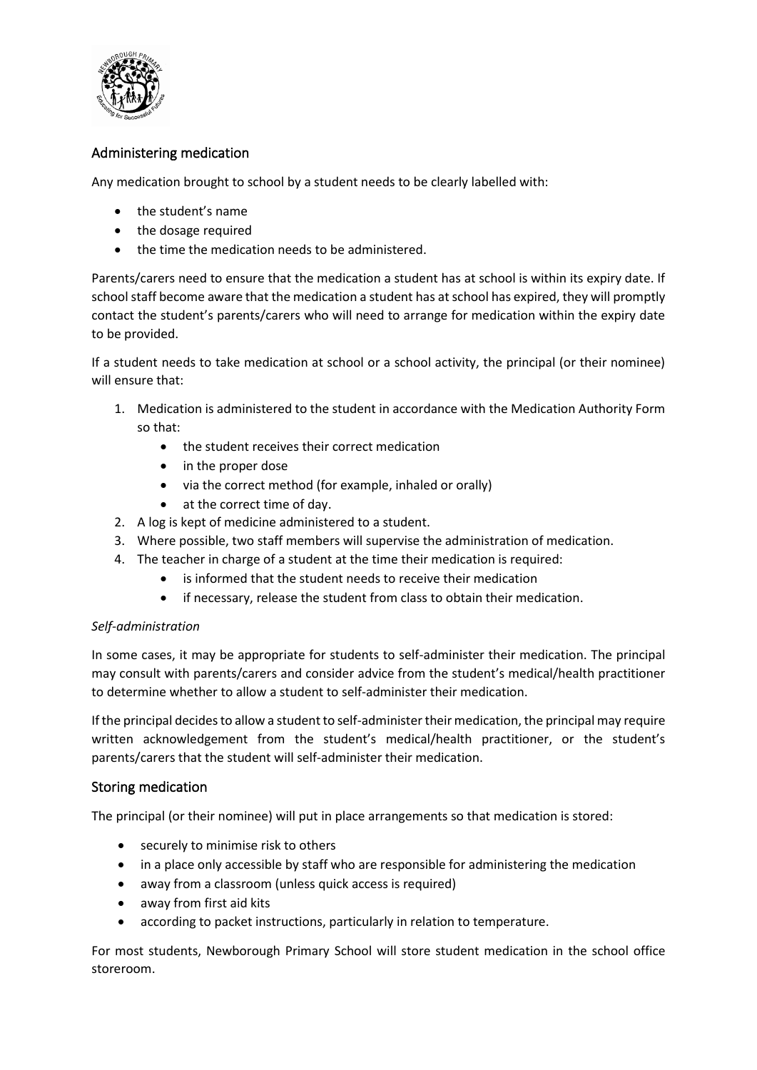## Administering medication

Any medication brought to school by a student needs to be clearly labelled with:

- the student's name
- the dosage required
- the time the medication needs to be administered.

Parents/carers need to ensure that the medication a student has at school is within its expiry date. If school staff become aware that the medication a student has at school has expired, they will promptly contact the student's parents/carers who will need to arrange for medication within the expiry date to be provided.

If a student needs to take medication at school or a school activity, the principal (or their nominee) will ensure that:

1. Medication is administered to the student in accordance with the Medication Authority Form so that:
    - the student receives their correct medication
    - in the proper dose
    - via the correct method (for example, inhaled or orally)
    - at the correct time of day.
2. A log is kept of medicine administered to a student.
3. Where possible, two staff members will supervise the administration of medication.
4. The teacher in charge of a student at the time their medication is required:
    - is informed that the student needs to receive their medication
    - if necessary, release the student from class to obtain their medication.

*Self-administration*

In some cases, it may be appropriate for students to self-administer their medication. The principal may consult with parents/carers and consider advice from the student's medical/health practitioner to determine whether to allow a student to self-administer their medication.

If the principal decides to allow a student to self-administer their medication, the principal may require written acknowledgement from the student's medical/health practitioner, or the student's parents/carers that the student will self-administer their medication.

## Storing medication

The principal (or their nominee) will put in place arrangements so that medication is stored:

- securely to minimise risk to others
- in a place only accessible by staff who are responsible for administering the medication
- away from a classroom (unless quick access is required)
- away from first aid kits
- according to packet instructions, particularly in relation to temperature.

For most students, Newborough Primary School will store student medication in the school office storeroom.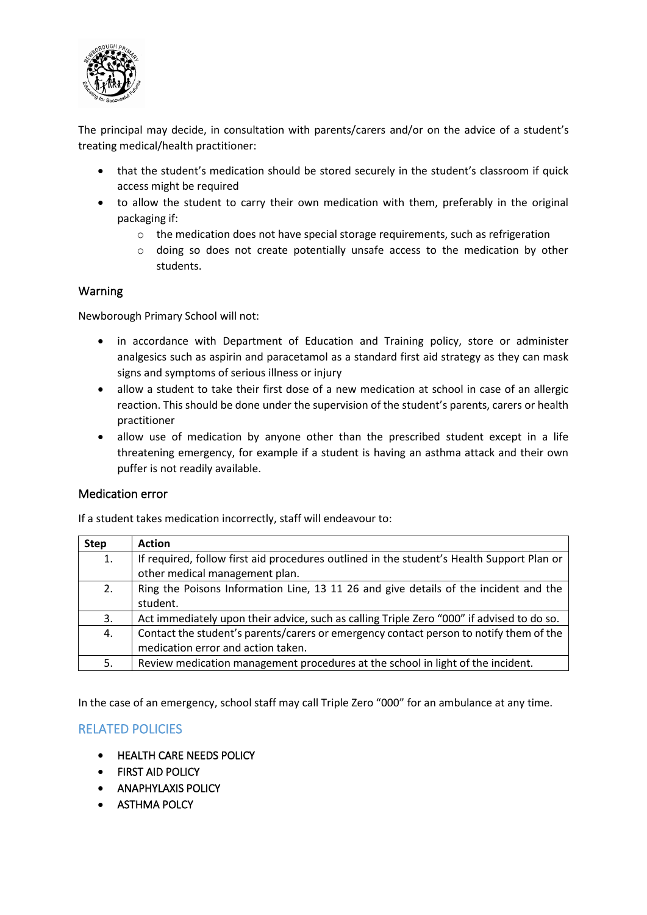The principal may decide, in consultation with parents/carers and/or on the advice of a student's treating medical/health practitioner:

- that the student's medication should be stored securely in the student's classroom if quick access might be required
- to allow the student to carry their own medication with them, preferably in the original packaging if:
  - the medication does not have special storage requirements, such as refrigeration
  - doing so does not create potentially unsafe access to the medication by other students.

## Warning

Newborough Primary School will not:

- in accordance with Department of Education and Training policy, store or administer analgesics such as aspirin and paracetamol as a standard first aid strategy as they can mask signs and symptoms of serious illness or injury
- allow a student to take their first dose of a new medication at school in case of an allergic reaction. This should be done under the supervision of the student's parents, carers or health practitioner
- allow use of medication by anyone other than the prescribed student except in a life threatening emergency, for example if a student is having an asthma attack and their own puffer is not readily available.

## Medication error

If a student takes medication incorrectly, staff will endeavour to:

| Step | Action |
|---|---|
| 1. | If required, follow first aid procedures outlined in the student's Health Support Plan or other medical management plan. |
| 2. | Ring the Poisons Information Line, 13 11 26 and give details of the incident and the student. |
| 3. | Act immediately upon their advice, such as calling Triple Zero "000" if advised to do so. |
| 4. | Contact the student's parents/carers or emergency contact person to notify them of the medication error and action taken. |
| 5. | Review medication management procedures at the school in light of the incident. |

In the case of an emergency, school staff may call Triple Zero "000" for an ambulance at any time.

# RELATED POLICIES

- HEALTH CARE NEEDS POLICY
- FIRST AID POLICY
- ANAPHYLAXIS POLICY
- ASTHMA POLCY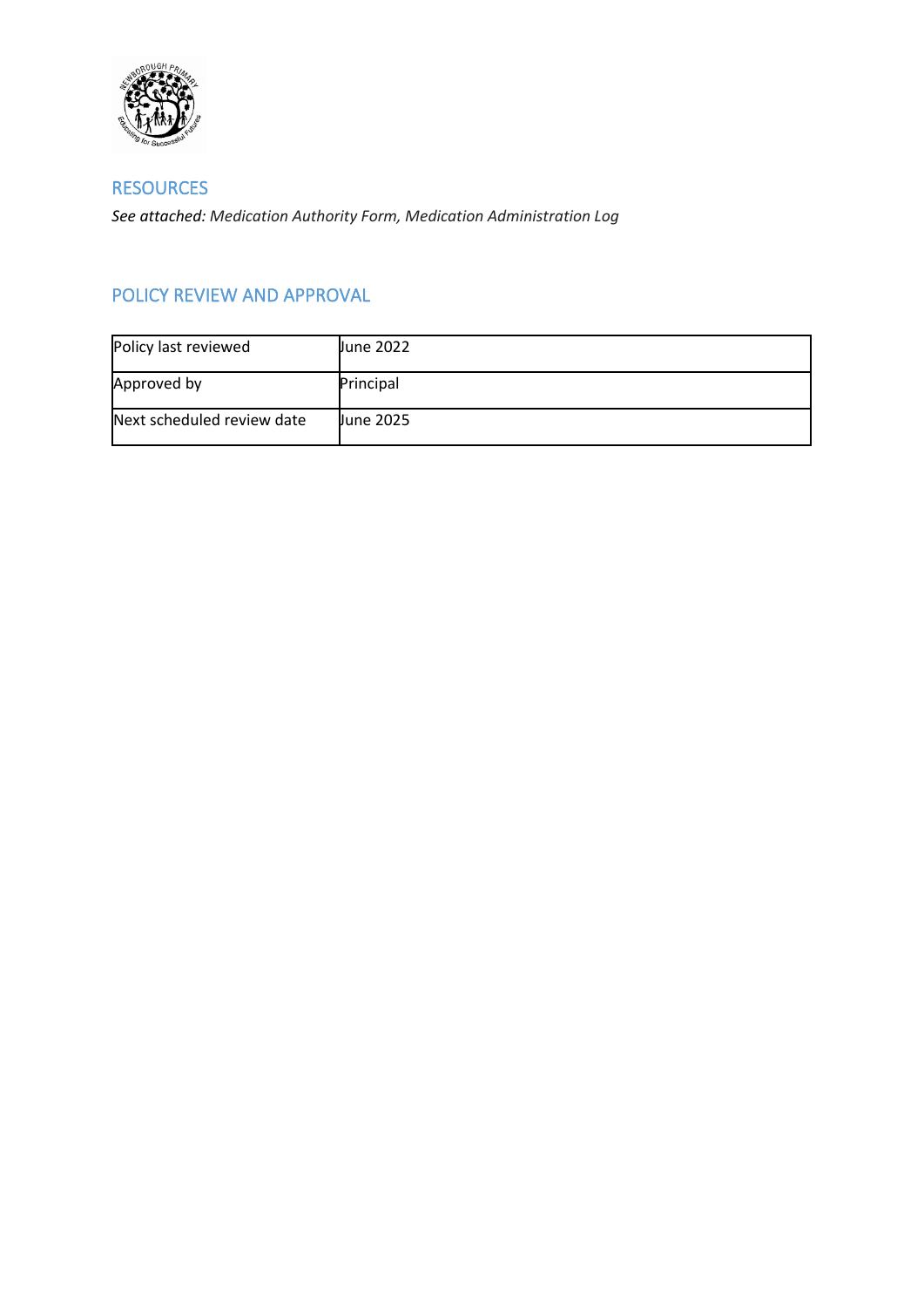## RESOURCES

*See attached: Medication Authority Form, Medication Administration Log*

## POLICY REVIEW AND APPROVAL

| | |
|---|---|
| Policy last reviewed | June 2022 |
| Approved by | Principal |
| Next scheduled review date | June 2025 |